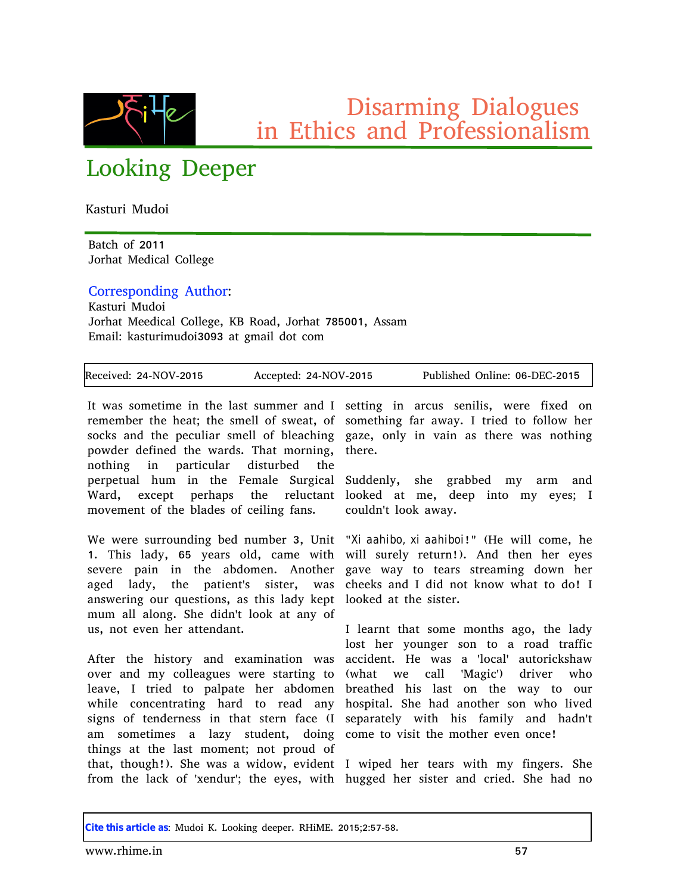# Disarming Dialogues in Ethics and Professionalism

## Looking Deeper

Kasturi Mudoi

Batch of 2011
Jorhat Medical College

**Corresponding Author:**
Kasturi Mudoi
Jorhat Meedical College, KB Road, Jorhat 785001, Assam
Email: kasturimudoi3093 at gmail dot com

| Received: 24-NOV-2015 | Accepted: 24-NOV-2015 | Published Online: 06-DEC-2015 |
|---|---|---|

It was sometime in the last summer and I remember the heat; the smell of sweat, of socks and the peculiar smell of bleaching powder defined the wards. That morning, nothing in particular disturbed the perpetual hum in the Female Surgical Ward, except perhaps the reluctant movement of the blades of ceiling fans.

We were surrounding bed number 3, Unit 1. This lady, 65 years old, came with severe pain in the abdomen. Another aged lady, the patient's sister, was answering our questions, as this lady kept mum all along. She didn't look at any of us, not even her attendant.

After the history and examination was over and my colleagues were starting to leave, I tried to palpate her abdomen while concentrating hard to read any signs of tenderness in that stern face (I am sometimes a lazy student, doing things at the last moment; not proud of that, though!). She was a widow, evident from the lack of 'xendur'; the eyes, with setting in arcus senilis, were fixed on something far away. I tried to follow her gaze, only in vain as there was nothing there.

Suddenly, she grabbed my arm and looked at me, deep into my eyes; I couldn't look away.

"Xi aahibo, xi aahiboi!" (He will come, he will surely return!). And then her eyes gave way to tears streaming down her cheeks and I did not know what to do! I looked at the sister.

I learnt that some months ago, the lady lost her younger son to a road traffic accident. He was a 'local' autorickshaw (what we call 'Magic') driver who breathed his last on the way to our hospital. She had another son who lived separately with his family and hadn't come to visit the mother even once!

I wiped her tears with my fingers. She hugged her sister and cried. She had no

**Cite this article as**: Mudoi K. Looking deeper. RHiME. 2015;2:57-58.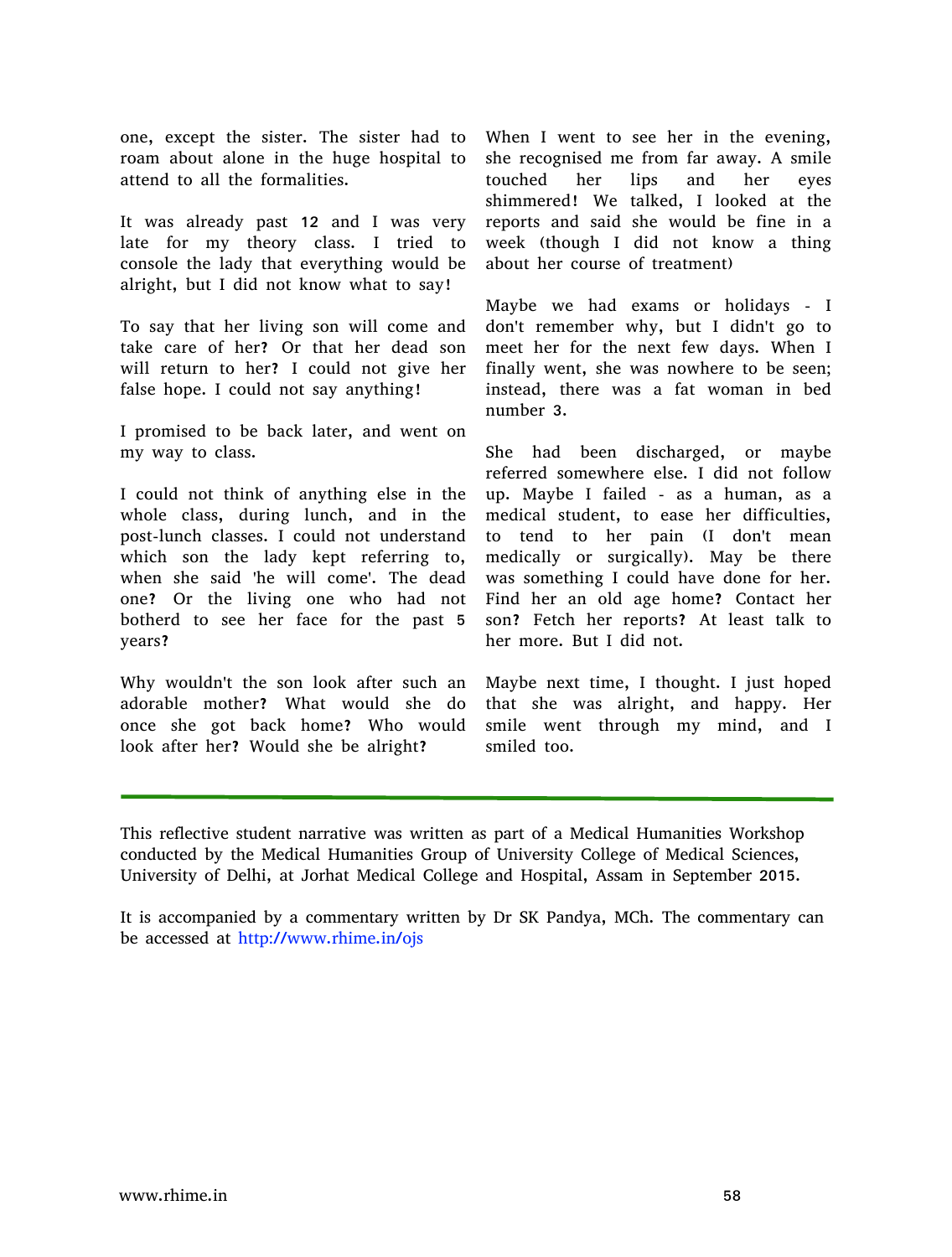one, except the sister. The sister had to roam about alone in the huge hospital to attend to all the formalities.

It was already past 12 and I was very late for my theory class. I tried to console the lady that everything would be alright, but I did not know what to say!

To say that her living son will come and take care of her? Or that her dead son will return to her? I could not give her false hope. I could not say anything!

I promised to be back later, and went on my way to class.

I could not think of anything else in the whole class, during lunch, and in the post-lunch classes. I could not understand which son the lady kept referring to, when she said 'he will come'. The dead one? Or the living one who had not botherd to see her face for the past 5 years?

Why wouldn't the son look after such an adorable mother? What would she do once she got back home? Who would look after her? Would she be alright?

When I went to see her in the evening, she recognised me from far away. A smile touched her lips and her eyes shimmered! We talked, I looked at the reports and said she would be fine in a week (though I did not know a thing about her course of treatment)

Maybe we had exams or holidays - I don't remember why, but I didn't go to meet her for the next few days. When I finally went, she was nowhere to be seen; instead, there was a fat woman in bed number 3.

She had been discharged, or maybe referred somewhere else. I did not follow up. Maybe I failed - as a human, as a medical student, to ease her difficulties, to tend to her pain (I don't mean medically or surgically). May be there was something I could have done for her. Find her an old age home? Contact her son? Fetch her reports? At least talk to her more. But I did not.

Maybe next time, I thought. I just hoped that she was alright, and happy. Her smile went through my mind, and I smiled too.

---

This reflective student narrative was written as part of a Medical Humanities Workshop conducted by the Medical Humanities Group of University College of Medical Sciences, University of Delhi, at Jorhat Medical College and Hospital, Assam in September 2015.

It is accompanied by a commentary written by Dr SK Pandya, MCh. The commentary can be accessed at http://www.rhime.in/ojs